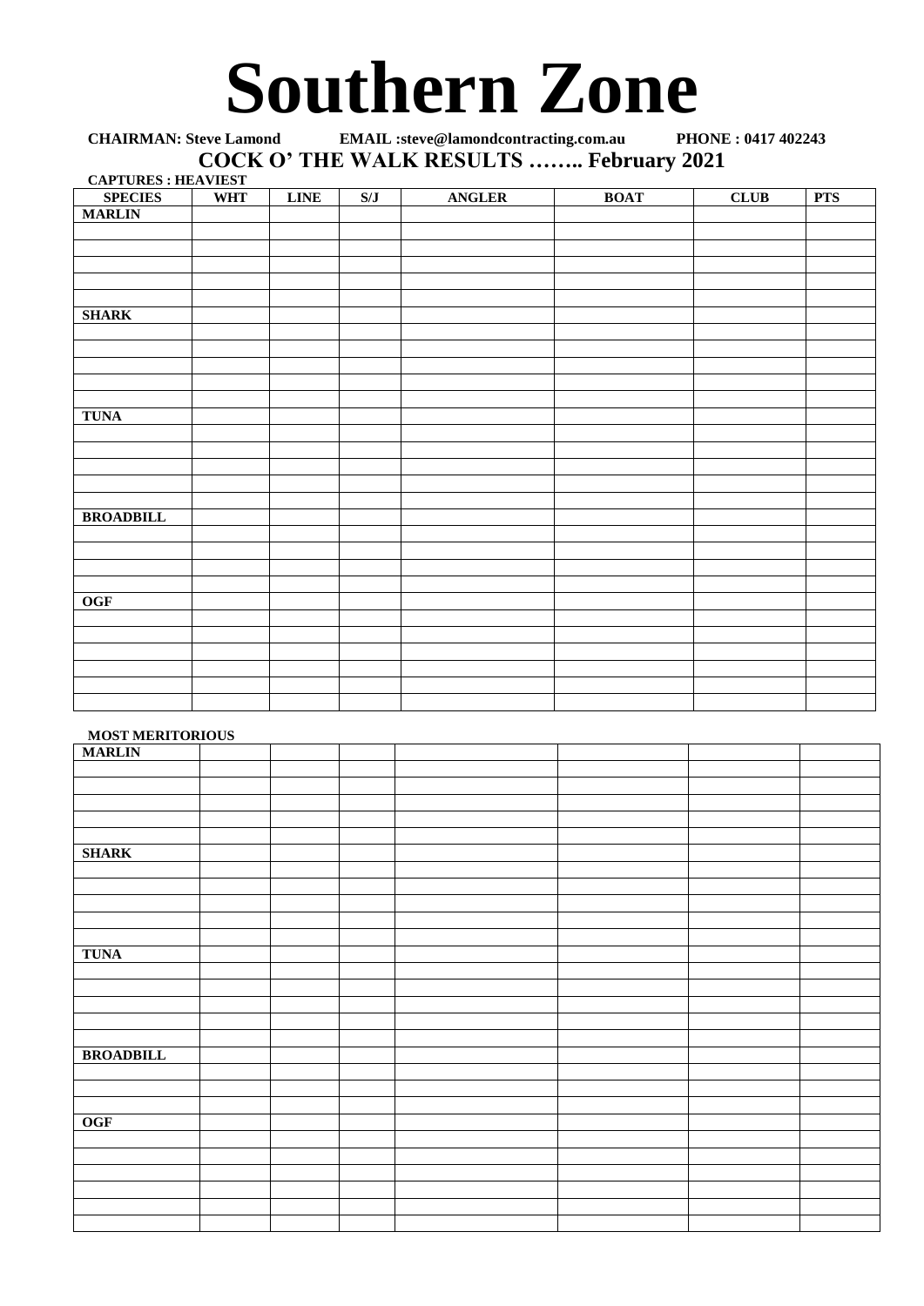# Southern Zone

**CHAIRMAN: Steve Lamond EMAIL :steve@lamondcontracting.com.au PHONE : 0417 402243**

## COCK O' THE WALK RESULTS …….. February 2021

**CAPTURES : HEAVIEST**

| SPECIES | WHT | LINE | S/J | ANGLER | BOAT | CLUB | PTS |
|---|---|---|---|---|---|---|---|
| **MARLIN** | | | | | | | |
| | | | | | | | |
| | | | | | | | |
| | | | | | | | |
| | | | | | | | |
| | | | | | | | |
| **SHARK** | | | | | | | |
| | | | | | | | |
| | | | | | | | |
| | | | | | | | |
| | | | | | | | |
| | | | | | | | |
| **TUNA** | | | | | | | |
| | | | | | | | |
| | | | | | | | |
| | | | | | | | |
| | | | | | | | |
| | | | | | | | |
| **BROADBILL** | | | | | | | |
| | | | | | | | |
| | | | | | | | |
| | | | | | | | |
| | | | | | | | |
| **OGF** | | | | | | | |
| | | | | | | | |
| | | | | | | | |
| | | | | | | | |
| | | | | | | | |
| | | | | | | | |
| | | | | | | | |

**MOST MERITORIOUS**

| | | | | | | | |
|---|---|---|---|---|---|---|---|
| **MARLIN** | | | | | | | |
| | | | | | | | |
| | | | | | | | |
| | | | | | | | |
| | | | | | | | |
| | | | | | | | |
| **SHARK** | | | | | | | |
| | | | | | | | |
| | | | | | | | |
| | | | | | | | |
| | | | | | | | |
| | | | | | | | |
| **TUNA** | | | | | | | |
| | | | | | | | |
| | | | | | | | |
| | | | | | | | |
| | | | | | | | |
| | | | | | | | |
| **BROADBILL** | | | | | | | |
| | | | | | | | |
| | | | | | | | |
| | | | | | | | |
| **OGF** | | | | | | | |
| | | | | | | | |
| | | | | | | | |
| | | | | | | | |
| | | | | | | | |
| | | | | | | | |
| | | | | | | | |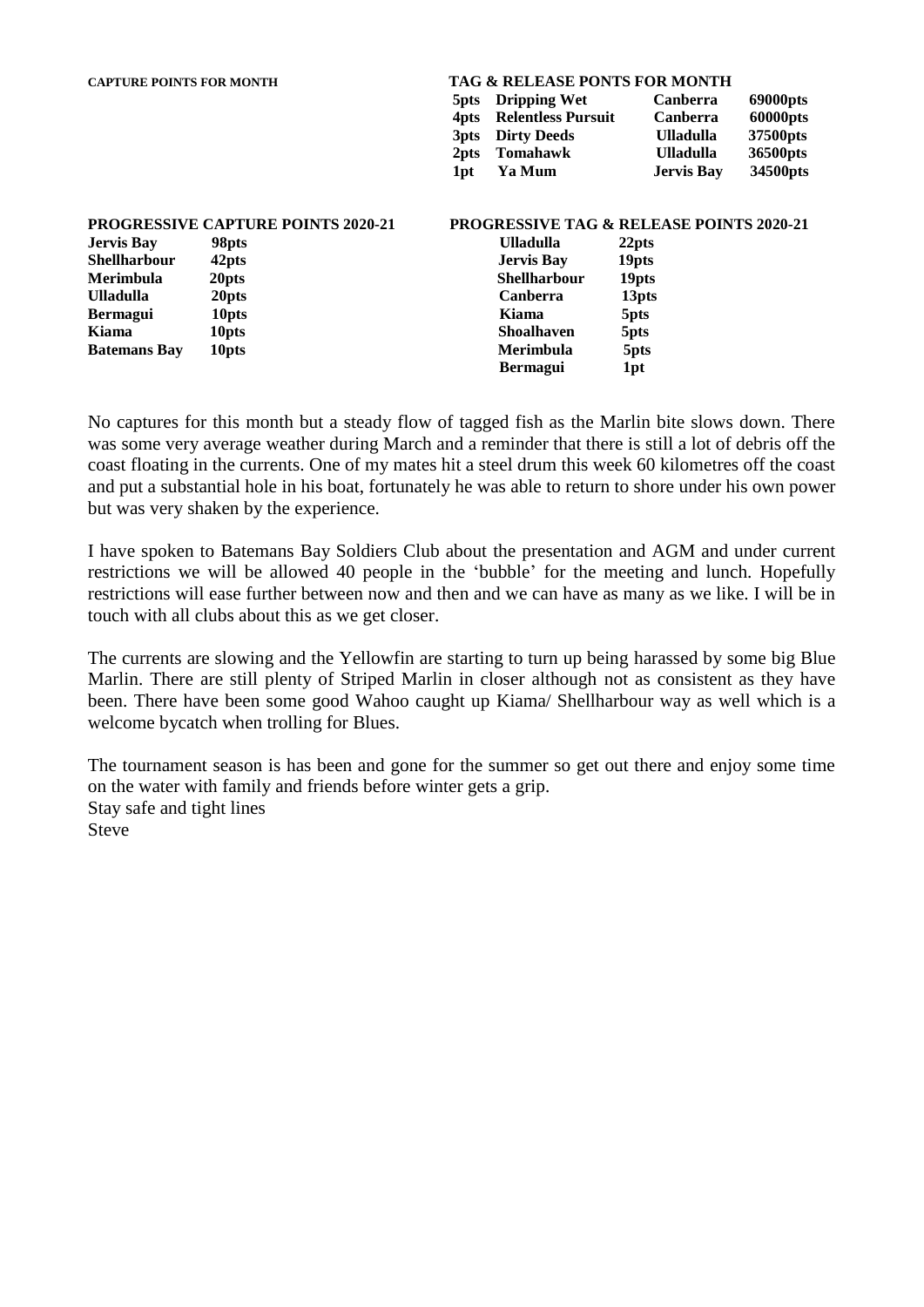**CAPTURE POINTS FOR MONTH**

**TAG & RELEASE PONTS FOR MONTH**

| | | | |
|---|---|---|---|
| **5pts** | **Dripping Wet** | **Canberra** | **69000pts** |
| **4pts** | **Relentless Pursuit** | **Canberra** | **60000pts** |
| **3pts** | **Dirty Deeds** | **Ulladulla** | **37500pts** |
| **2pts** | **Tomahawk** | **Ulladulla** | **36500pts** |
| **1pt** | **Ya Mum** | **Jervis Bay** | **34500pts** |

**PROGRESSIVE CAPTURE POINTS 2020-21**

| | |
|---|---|
| **Jervis Bay** | **98pts** |
| **Shellharbour** | **42pts** |
| **Merimbula** | **20pts** |
| **Ulladulla** | **20pts** |
| **Bermagui** | **10pts** |
| **Kiama** | **10pts** |
| **Batemans Bay** | **10pts** |

**PROGRESSIVE TAG & RELEASE POINTS 2020-21**

| | |
|---|---|
| **Ulladulla** | **22pts** |
| **Jervis Bay** | **19pts** |
| **Shellharbour** | **19pts** |
| **Canberra** | **13pts** |
| **Kiama** | **5pts** |
| **Shoalhaven** | **5pts** |
| **Merimbula** | **5pts** |
| **Bermagui** | **1pt** |

No captures for this month but a steady flow of tagged fish as the Marlin bite slows down. There was some very average weather during March and a reminder that there is still a lot of debris off the coast floating in the currents. One of my mates hit a steel drum this week 60 kilometres off the coast and put a substantial hole in his boat, fortunately he was able to return to shore under his own power but was very shaken by the experience.

I have spoken to Batemans Bay Soldiers Club about the presentation and AGM and under current restrictions we will be allowed 40 people in the 'bubble' for the meeting and lunch. Hopefully restrictions will ease further between now and then and we can have as many as we like. I will be in touch with all clubs about this as we get closer.

The currents are slowing and the Yellowfin are starting to turn up being harassed by some big Blue Marlin. There are still plenty of Striped Marlin in closer although not as consistent as they have been. There have been some good Wahoo caught up Kiama/ Shellharbour way as well which is a welcome bycatch when trolling for Blues.

The tournament season is has been and gone for the summer so get out there and enjoy some time on the water with family and friends before winter gets a grip.
Stay safe and tight lines
Steve